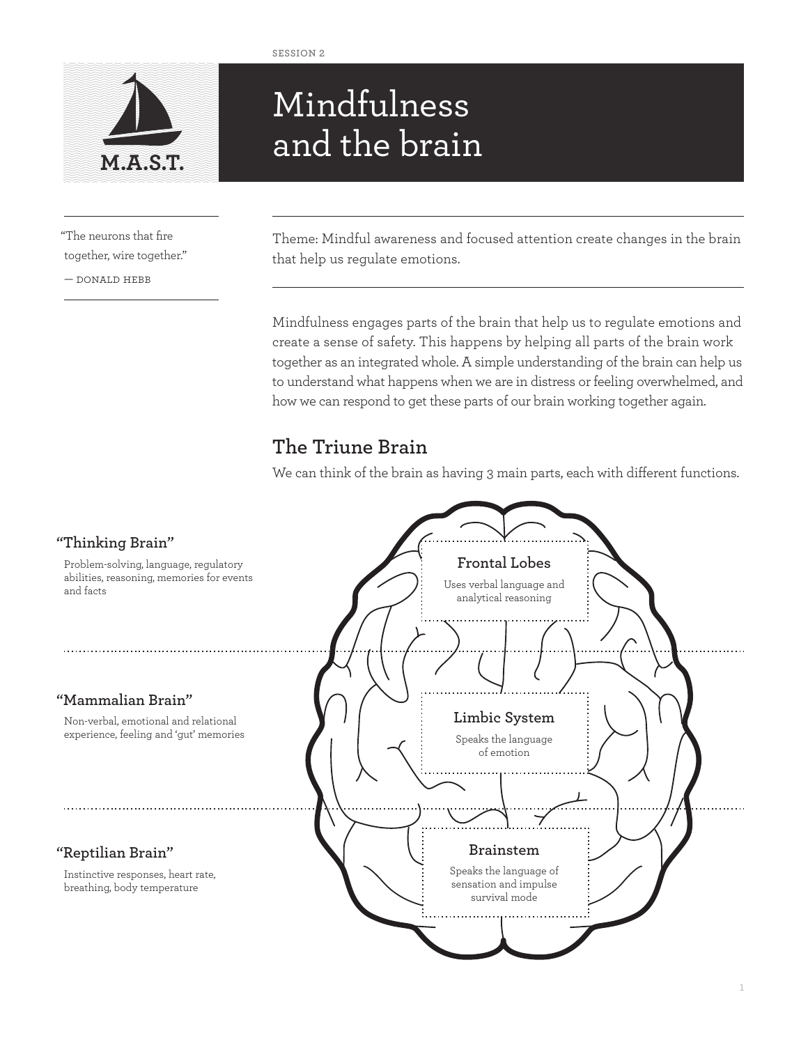SESSION 2

M.A.S.T.

# Mindfulness and the brain

"The neurons that fire together, wire together."

— DONALD HEBB

Theme: Mindful awareness and focused attention create changes in the brain that help us regulate emotions.

Mindfulness engages parts of the brain that help us to regulate emotions and create a sense of safety. This happens by helping all parts of the brain work together as an integrated whole. A simple understanding of the brain can help us to understand what happens when we are in distress or feeling overwhelmed, and how we can respond to get these parts of our brain working together again.

## The Triune Brain

We can think of the brain as having 3 main parts, each with different functions.

### "Thinking Brain"

Problem-solving, language, regulatory abilities, reasoning, memories for events and facts

**Frontal Lobes**

Uses verbal language and analytical reasoning

### "Mammalian Brain"

Non-verbal, emotional and relational experience, feeling and 'gut' memories

**Limbic System**

Speaks the language of emotion

### "Reptilian Brain"

Instinctive responses, heart rate, breathing, body temperature

**Brainstem**

Speaks the language of sensation and impulse survival mode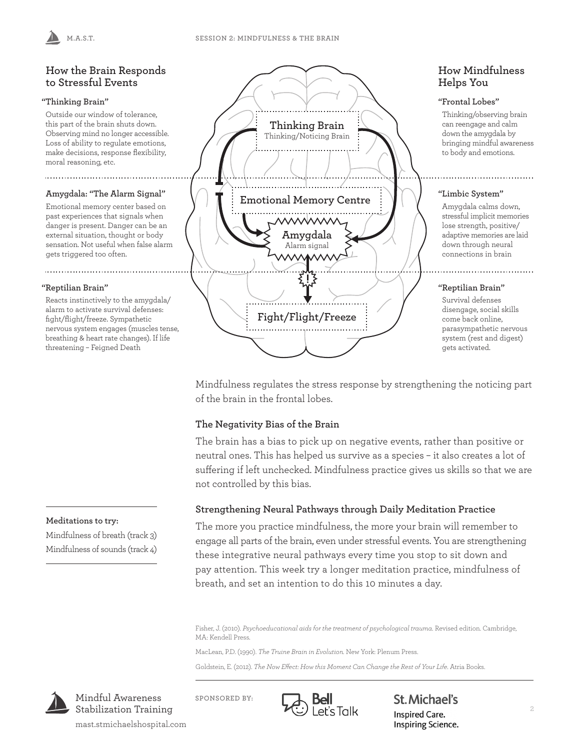## How the Brain Responds to Stressful Events

**"Thinking Brain"**

Outside our window of tolerance, this part of the brain shuts down. Observing mind no longer accessible. Loss of ability to regulate emotions, make decisions, response flexibility, moral reasoning, etc.

**Amygdala: "The Alarm Signal"**

Emotional memory center based on past experiences that signals when danger is present. Danger can be an external situation, thought or body sensation. Not useful when false alarm gets triggered too often.

**"Reptilian Brain"**

Reacts instinctively to the amygdala/alarm to activate survival defenses: fight/flight/freeze. Sympathetic nervous system engages (muscles tense, breathing & heart rate changes). If life threatening – Feigned Death

Thinking Brain
Thinking/Noticing Brain

Emotional Memory Centre

Amygdala
Alarm signal

!

Fight/Flight/Freeze

## How Mindfulness Helps You

**"Frontal Lobes"**

Thinking/observing brain can reengage and calm down the amygdala by bringing mindful awareness to body and emotions.

**"Limbic System"**

Amygdala calms down, stressful implicit memories lose strength, positive/adaptive memories are laid down through neural connections in brain

**"Reptilian Brain"**

Survival defenses disengage, social skills come back online, parasympathetic nervous system (rest and digest) gets activated.

Mindfulness regulates the stress response by strengthening the noticing part of the brain in the frontal lobes.

### The Negativity Bias of the Brain

The brain has a bias to pick up on negative events, rather than positive or neutral ones. This has helped us survive as a species – it also creates a lot of suffering if left unchecked. Mindfulness practice gives us skills so that we are not controlled by this bias.

### Strengthening Neural Pathways through Daily Meditation Practice

The more you practice mindfulness, the more your brain will remember to engage all parts of the brain, even under stressful events. You are strengthening these integrative neural pathways every time you stop to sit down and pay attention. This week try a longer meditation practice, mindfulness of breath, and set an intention to do this 10 minutes a day.

**Meditations to try:**

Mindfulness of breath (track 3)
Mindfulness of sounds (track 4)

Fisher, J. (2010). *Psychoeducational aids for the treatment of psychological trauma.* Revised edition. Cambridge, MA: Kendell Press.

MacLean, P.D. (1990). *The Truine Brain in Evolution.* New York: Plenum Press.

Goldstein, E. (2012). *The Now Effect: How this Moment Can Change the Rest of Your Life.* Atria Books.

Mindful Awareness Stabilization Training
mast.stmichaelshospital.com

SPONSORED BY: Bell Let's Talk | St. Michael's Inspired Care. Inspiring Science.